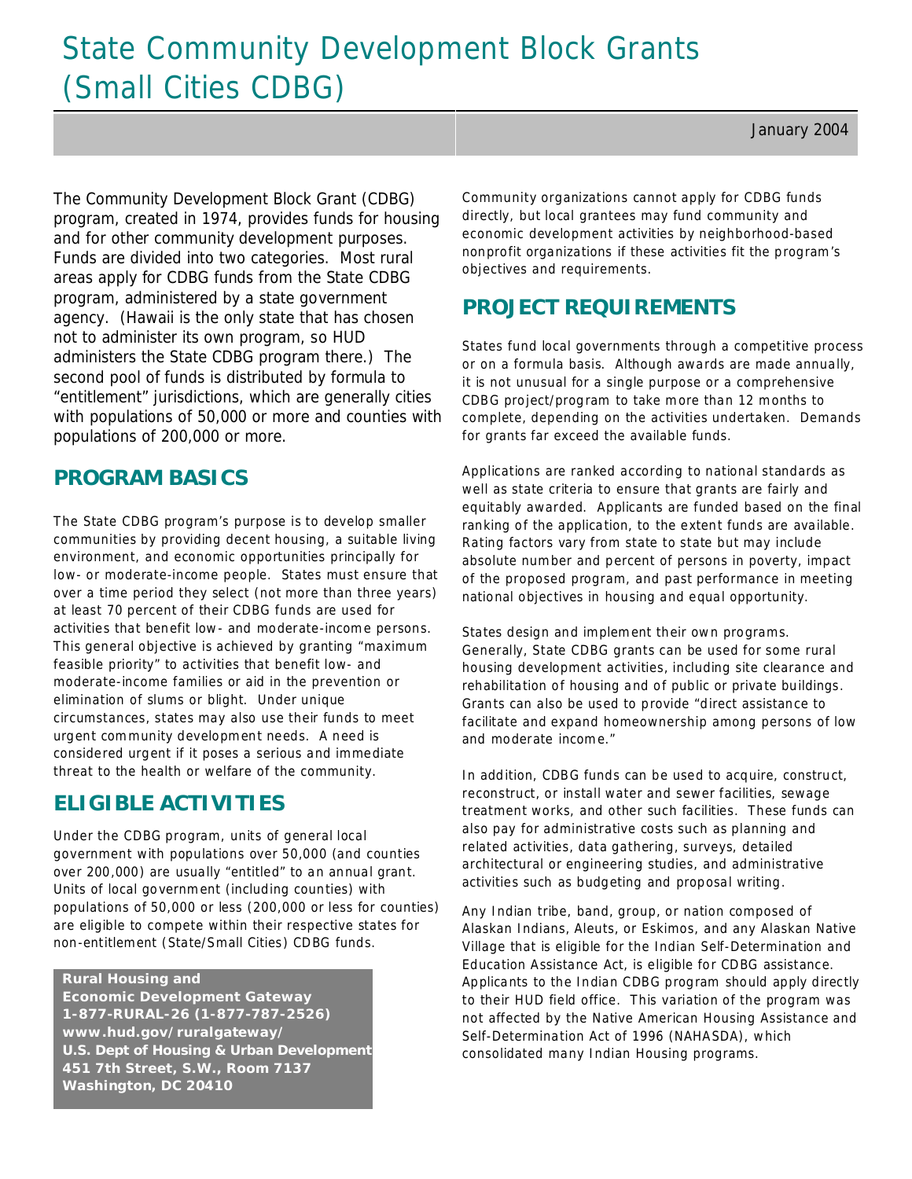# State Community Development Block Grants (Small Cities CDBG)

January 2004

The Community Development Block Grant (CDBG) program, created in 1974, provides funds for housing and for other community development purposes. Funds are divided into two categories. Most rural areas apply for CDBG funds from the State CDBG program, administered by a state government agency. (Hawaii is the only state that has chosen not to administer its own program, so HUD administers the State CDBG program there.) The second pool of funds is distributed by formula to "entitlement" jurisdictions, which are generally cities with populations of 50,000 or more and counties with populations of 200,000 or more.

## PROGRAM BASICS

The State CDBG program's purpose is to develop smaller communities by providing decent housing, a suitable living environment, and economic opportunities principally for low- or moderate-income people. States must ensure that over a time period they select (not more than three years) at least 70 percent of their CDBG funds are used for activities that benefit low- and moderate-income persons. This general objective is achieved by granting "maximum feasible priority" to activities that benefit low- and moderate-income families or aid in the prevention or elimination of slums or blight. Under unique circumstances, states may also use their funds to meet urgent community development needs. A need is considered urgent if it poses a serious and immediate threat to the health or welfare of the community.

## ELIGIBLE ACTIVITIES

Under the CDBG program, units of general local government with populations over 50,000 (and counties over 200,000) are usually "entitled" to an annual grant. Units of local government (including counties) with populations of 50,000 or less (200,000 or less for counties) are eligible to compete within their respective states for non-entitlement (State/Small Cities) CDBG funds.

**Rural Housing and**
**Economic Development Gateway**
**1-877-RURAL-26 (1-877-787-2526)**
**www.hud.gov/ruralgateway/**
**U.S. Dept of Housing & Urban Development**
**451 7th Street, S.W., Room 7137**
**Washington, DC 20410**

Community organizations cannot apply for CDBG funds directly, but local grantees may fund community and economic development activities by neighborhood-based nonprofit organizations if these activities fit the program's objectives and requirements.

## PROJECT REQUIREMENTS

States fund local governments through a competitive process or on a formula basis. Although awards are made annually, it is not unusual for a single purpose or a comprehensive CDBG project/program to take more than 12 months to complete, depending on the activities undertaken. Demands for grants far exceed the available funds.

Applications are ranked according to national standards as well as state criteria to ensure that grants are fairly and equitably awarded. Applicants are funded based on the final ranking of the application, to the extent funds are available. Rating factors vary from state to state but may include absolute number and percent of persons in poverty, impact of the proposed program, and past performance in meeting national objectives in housing and equal opportunity.

States design and implement their own programs. Generally, State CDBG grants can be used for some rural housing development activities, including site clearance and rehabilitation of housing and of public or private buildings. Grants can also be used to provide "direct assistance to facilitate and expand homeownership among persons of low and moderate income."

In addition, CDBG funds can be used to acquire, construct, reconstruct, or install water and sewer facilities, sewage treatment works, and other such facilities. These funds can also pay for administrative costs such as planning and related activities, data gathering, surveys, detailed architectural or engineering studies, and administrative activities such as budgeting and proposal writing.

Any Indian tribe, band, group, or nation composed of Alaskan Indians, Aleuts, or Eskimos, and any Alaskan Native Village that is eligible for the Indian Self-Determination and Education Assistance Act, is eligible for CDBG assistance. Applicants to the Indian CDBG program should apply directly to their HUD field office. This variation of the program was not affected by the Native American Housing Assistance and Self-Determination Act of 1996 (NAHASDA), which consolidated many Indian Housing programs.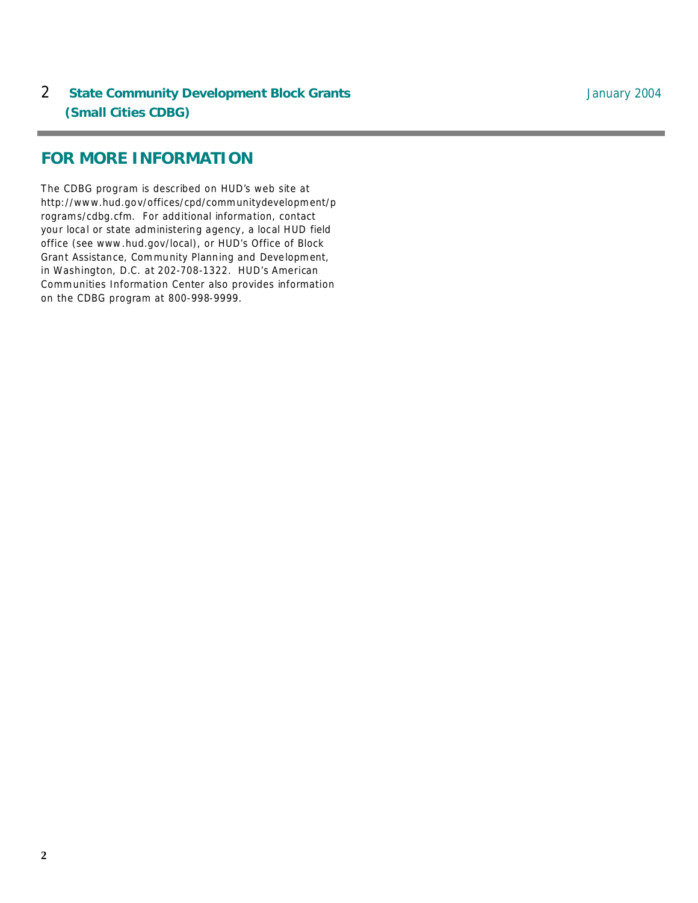## FOR MORE INFORMATION

The CDBG program is described on HUD's web site at http://www.hud.gov/offices/cpd/communitydevelopment/programs/cdbg.cfm. For additional information, contact your local or state administering agency, a local HUD field office (see www.hud.gov/local), or HUD's Office of Block Grant Assistance, Community Planning and Development, in Washington, D.C. at 202-708-1322. HUD's American Communities Information Center also provides information on the CDBG program at 800-998-9999.